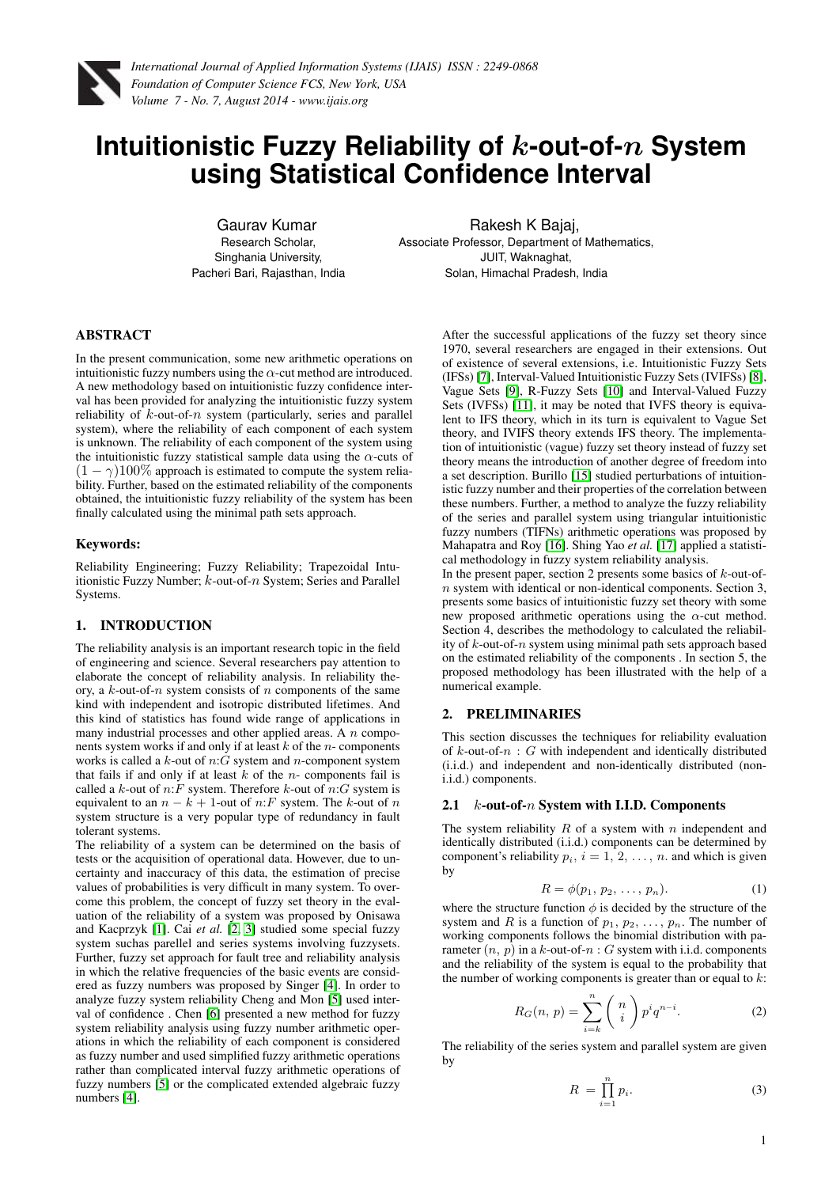# Intuitionistic Fuzzy Reliability of $k$-out-of-$n$ System using Statistical Confidence Interval

Gaurav Kumar
Research Scholar,
Singhania University,
Pacheri Bari, Rajasthan, India

Rakesh K Bajaj,
Associate Professor, Department of Mathematics,
JUIT, Waknaghat,
Solan, Himachal Pradesh, India

## ABSTRACT

In the present communication, some new arithmetic operations on intuitionistic fuzzy numbers using the $\alpha$-cut method are introduced. A new methodology based on intuitionistic fuzzy confidence interval has been provided for analyzing the intuitionistic fuzzy system reliability of $k$-out-of-$n$ system (particularly, series and parallel system), where the reliability of each component of each system is unknown. The reliability of each component of the system using the intuitionistic fuzzy statistical sample data using the $\alpha$-cuts of $(1-\gamma)100\%$ approach is estimated to compute the system reliability. Further, based on the estimated reliability of the components obtained, the intuitionistic fuzzy reliability of the system has been finally calculated using the minimal path sets approach.

### Keywords:

Reliability Engineering; Fuzzy Reliability; Trapezoidal Intuitionistic Fuzzy Number; $k$-out-of-$n$ System; Series and Parallel Systems.

## 1. INTRODUCTION

The reliability analysis is an important research topic in the field of engineering and science. Several researchers pay attention to elaborate the concept of reliability analysis. In reliability theory, a $k$-out-of-$n$ system consists of $n$ components of the same kind with independent and isotropic distributed lifetimes. And this kind of statistics has found wide range of applications in many industrial processes and other applied areas. A $n$ components system works if and only if at least $k$ of the $n$- components works is called a $k$-out of $n$:$G$ system and $n$-component system that fails if and only if at least $k$ of the $n$- components fail is called a $k$-out of $n$:$F$ system. Therefore $k$-out of $n$:$G$ system is equivalent to an $n-k+1$-out of $n$:$F$ system. The $k$-out of $n$ system structure is a very popular type of redundancy in fault tolerant systems.

The reliability of a system can be determined on the basis of tests or the acquisition of operational data. However, due to uncertainty and inaccuracy of this data, the estimation of precise values of probabilities is very difficult in many system. To overcome this problem, the concept of fuzzy set theory in the evaluation of the reliability of a system was proposed by Onisawa and Kacprzyk [1]. Cai *et al.* [2, 3] studied some special fuzzy system suchas parellel and series systems involving fuzzysets. Further, fuzzy set approach for fault tree and reliability analysis in which the relative frequencies of the basic events are considered as fuzzy numbers was proposed by Singer [4]. In order to analyze fuzzy system reliability Cheng and Mon [5] used interval of confidence . Chen [6] presented a new method for fuzzy system reliability analysis using fuzzy number arithmetic operations in which the reliability of each component is considered as fuzzy number and used simplified fuzzy arithmetic operations rather than complicated interval fuzzy arithmetic operations of fuzzy numbers [5] or the complicated extended algebraic fuzzy numbers [4].

After the successful applications of the fuzzy set theory since 1970, several researchers are engaged in their extensions. Out of existence of several extensions, i.e. Intuitionistic Fuzzy Sets (IFSs) [7], Interval-Valued Intuitionistic Fuzzy Sets (IVIFSs) [8], Vague Sets [9], R-Fuzzy Sets [10] and Interval-Valued Fuzzy Sets (IVFSs) [11], it may be noted that IVFS theory is equivalent to IFS theory, which in its turn is equivalent to Vague Set theory, and IVIFS theory extends IFS theory. The implementation of intuitionistic (vague) fuzzy set theory instead of fuzzy set theory means the introduction of another degree of freedom into a set description. Burillo [15] studied perturbations of intuitionistic fuzzy number and their properties of the correlation between these numbers. Further, a method to analyze the fuzzy reliability of the series and parallel system using triangular intuitionistic fuzzy numbers (TIFNs) arithmetic operations was proposed by Mahapatra and Roy [16]. Shing Yao *et al.* [17] applied a statistical methodology in fuzzy system reliability analysis.

In the present paper, section 2 presents some basics of $k$-out-of-$n$ system with identical or non-identical components. Section 3, presents some basics of intuitionistic fuzzy set theory with some new proposed arithmetic operations using the $\alpha$-cut method. Section 4, describes the methodology to calculated the reliability of $k$-out-of-$n$ system using minimal path sets approach based on the estimated reliability of the components . In section 5, the proposed methodology has been illustrated with the help of a numerical example.

## 2. PRELIMINARIES

This section discusses the techniques for reliability evaluation of $k$-out-of-$n$ : $G$ with independent and identically distributed (i.i.d.) and independent and non-identically distributed (non-i.i.d.) components.

### 2.1 $k$-out-of-$n$ System with I.I.D. Components

The system reliability $R$ of a system with $n$ independent and identically distributed (i.i.d.) components can be determined by component's reliability $p_i$, $i = 1, 2, \ldots, n$. and which is given by

$$R = \phi(p_1, p_2, \ldots, p_n). \tag{1}$$

where the structure function $\phi$ is decided by the structure of the system and $R$ is a function of $p_1, p_2, \ldots, p_n$. The number of working components follows the binomial distribution with parameter $(n, p)$ in a $k$-out-of-$n$ : $G$ system with i.i.d. components and the reliability of the system is equal to the probability that the number of working components is greater than or equal to $k$:

$$R_G(n, p) = \sum_{i=k}^{n} \binom{n}{i} p^i q^{n-i}. \tag{2}$$

The reliability of the series system and parallel system are given by

$$R = \prod_{i=1}^{n} p_i. \tag{3}$$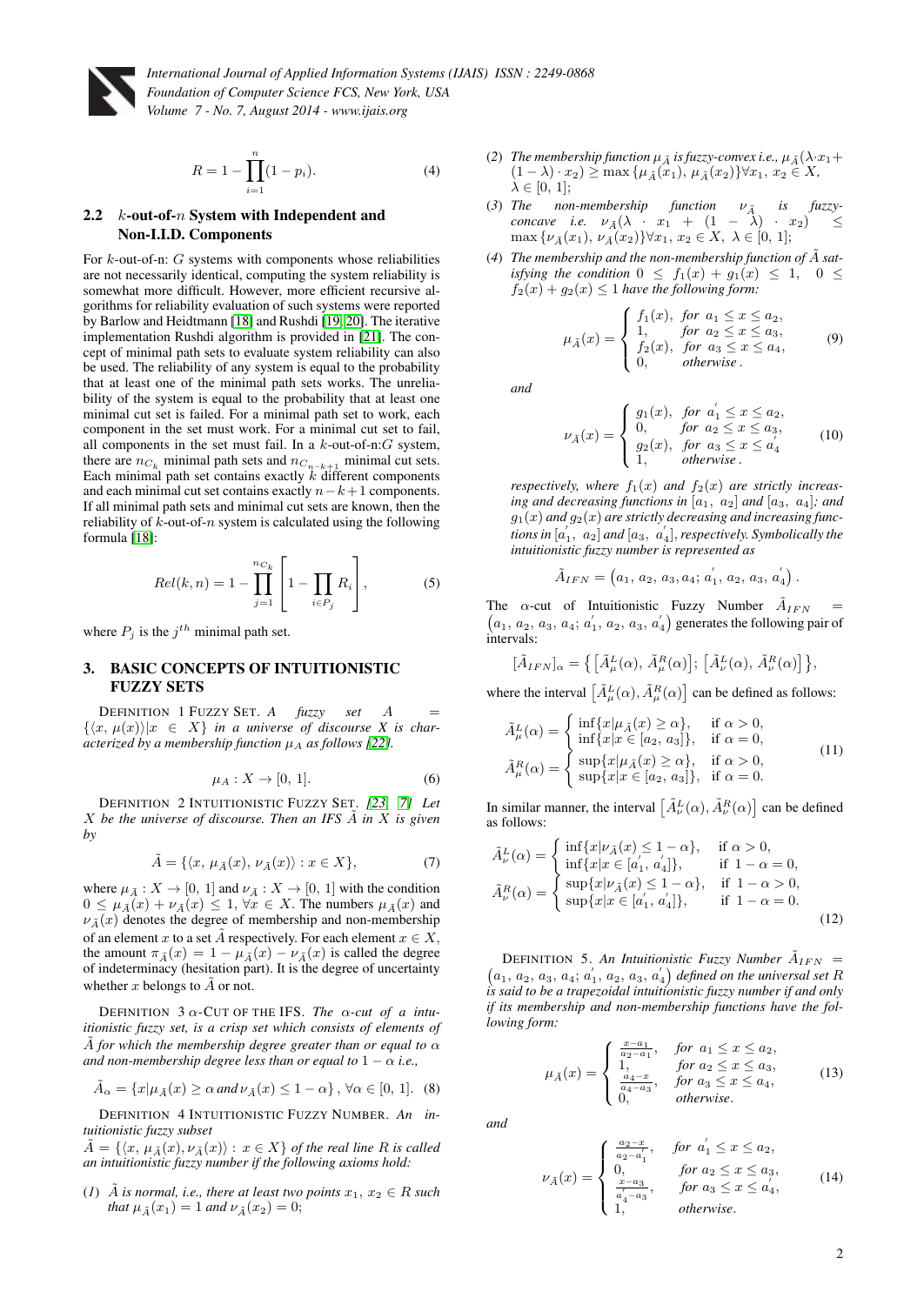$$R = 1 - \prod_{i=1}^{n}(1 - p_i). \tag{4}$$

### 2.2 $k$-out-of-$n$ System with Independent and Non-I.I.D. Components

For $k$-out-of-n: $G$ systems with components whose reliabilities are not necessarily identical, computing the system reliability is somewhat more difficult. However, more efficient recursive algorithms for reliability evaluation of such systems were reported by Barlow and Heidtmann [18] and Rushdi [19, 20]. The iterative implementation Rushdi algorithm is provided in [21]. The concept of minimal path sets to evaluate system reliability can also be used. The reliability of any system is equal to the probability that at least one of the minimal path sets works. The unreliability of the system is equal to the probability that at least one minimal cut set is failed. For a minimal path set to work, each component in the set must work. For a minimal cut set to fail, all components in the set must fail. In a $k$-out-of-n:$G$ system, there are $n_{C_k}$ minimal path sets and $n_{C_{n-k+1}}$ minimal cut sets. Each minimal path set contains exactly $k$ different components and each minimal cut set contains exactly $n-k+1$ components. If all minimal path sets and minimal cut sets are known, then the reliability of $k$-out-of-$n$ system is calculated using the following formula [18]:

$$Rel(k, n) = 1 - \prod_{j=1}^{n_{C_k}} \left[1 - \prod_{i \in P_j} R_i\right], \tag{5}$$

where $P_j$ is the $j^{th}$ minimal path set.

## 3. BASIC CONCEPTS OF INTUITIONISTIC FUZZY SETS

DEFINITION 1 FUZZY SET. *A fuzzy set* $A = \{\langle x, \mu(x)\rangle | x \in X\}$ *in a universe of discourse* $X$ *is characterized by a membership function* $\mu_A$ *as follows [22].*

$$\mu_A : X \to [0, 1]. \tag{6}$$

DEFINITION 2 INTUITIONISTIC FUZZY SET. *[23] [7] Let* $X$ *be the universe of discourse. Then an IFS* $\tilde{A}$ *in* $X$ *is given by*

$$\tilde{A} = \{\langle x, \mu_{\tilde{A}}(x), \nu_{\tilde{A}}(x)\rangle : x \in X\}, \tag{7}$$

where $\mu_{\tilde{A}} : X \to [0, 1]$ and $\nu_{\tilde{A}} : X \to [0, 1]$ with the condition $0 \leq \mu_{\tilde{A}}(x) + \nu_{\tilde{A}}(x) \leq 1$, $\forall x \in X$. The numbers $\mu_{\tilde{A}}(x)$ and $\nu_{\tilde{A}}(x)$ denotes the degree of membership and non-membership of an element $x$ to a set $\tilde{A}$ respectively. For each element $x \in X$, the amount $\pi_{\tilde{A}}(x) = 1 - \mu_{\tilde{A}}(x) - \nu_{\tilde{A}}(x)$ is called the degree of indeterminacy (hesitation part). It is the degree of uncertainty whether $x$ belongs to $\tilde{A}$ or not.

DEFINITION 3 $\alpha$-CUT OF THE IFS. *The* $\alpha$*-cut of a intuitionistic fuzzy set, is a crisp set which consists of elements of* $\tilde{A}$ *for which the membership degree greater than or equal to* $\alpha$ *and non-membership degree less than or equal to* $1-\alpha$ *i.e.,*

$$\tilde{A}_\alpha = \{x | \mu_{\tilde{A}}(x) \geq \alpha \text{ and } \nu_{\tilde{A}}(x) \leq 1 - \alpha\}, \forall \alpha \in [0, 1]. \tag{8}$$

DEFINITION 4 INTUITIONISTIC FUZZY NUMBER. *An intuitionistic fuzzy subset* $\tilde{A} = \{\langle x, \mu_{\tilde{A}}(x), \nu_{\tilde{A}}(x)\rangle : x \in X\}$ *of the real line* $R$ *is called an intuitionistic fuzzy number if the following axioms hold:*

(1) $\tilde{A}$ *is normal, i.e., there at least two points* $x_1, x_2 \in R$ *such that* $\mu_{\tilde{A}}(x_1) = 1$ *and* $\nu_{\tilde{A}}(x_2) = 0$;

(2) *The membership function* $\mu_{\tilde{A}}$ *is fuzzy-convex i.e.,* $\mu_{\tilde{A}}(\lambda \cdot x_1 + (1-\lambda) \cdot x_2) \geq \max\{\mu_{\tilde{A}}(x_1), \mu_{\tilde{A}}(x_2)\} \forall x_1, x_2 \in X$, $\lambda \in [0, 1]$;

(3) *The non-membership function* $\nu_{\tilde{A}}$ *is fuzzy-concave i.e.* $\nu_{\tilde{A}}(\lambda \cdot x_1 + (1-\lambda) \cdot x_2) \leq \max\{\nu_{\tilde{A}}(x_1), \nu_{\tilde{A}}(x_2)\} \forall x_1, x_2 \in X$, $\lambda \in [0, 1]$;

(4) *The membership and the non-membership function of* $\tilde{A}$ *satisfying the condition* $0 \leq f_1(x) + g_1(x) \leq 1$, $0 \leq f_2(x) + g_2(x) \leq 1$ *have the following form:*

$$\mu_{\tilde{A}}(x) = \begin{cases} f_1(x), & \text{for } a_1 \leq x \leq a_2, \\ 1, & \text{for } a_2 \leq x \leq a_3, \\ f_2(x), & \text{for } a_3 \leq x \leq a_4, \\ 0, & \text{otherwise}. \end{cases} \tag{9}$$

*and*

$$\nu_{\tilde{A}}(x) = \begin{cases} g_1(x), & \text{for } a_1^{'} \leq x \leq a_2, \\ 0, & \text{for } a_2 \leq x \leq a_3, \\ g_2(x), & \text{for } a_3 \leq x \leq a_4^{'} \\ 1, & \text{otherwise}. \end{cases} \tag{10}$$

*respectively, where* $f_1(x)$ *and* $f_2(x)$ *are strictly increasing and decreasing functions in* $[a_1, a_2]$ *and* $[a_3, a_4]$*; and* $g_1(x)$ *and* $g_2(x)$ *are strictly decreasing and increasing functions in* $[a_1^{'}, a_2]$ *and* $[a_3, a_4^{'}]$*, respectively. Symbolically the intuitionistic fuzzy number is represented as*

$$\tilde{A}_{IFN} = \left(a_1, a_2, a_3, a_4; a_1^{'}, a_2, a_3, a_4^{'}\right).$$

The $\alpha$-cut of Intuitionistic Fuzzy Number $\tilde{A}_{IFN} = \left(a_1, a_2, a_3, a_4; a_1^{'}, a_2, a_3, a_4^{'}\right)$ generates the following pair of intervals:

$$[\tilde{A}_{IFN}]_\alpha = \left\{\left[\tilde{A}_\mu^L(\alpha), \tilde{A}_\mu^R(\alpha)\right]; \left[\tilde{A}_\nu^L(\alpha), \tilde{A}_\nu^R(\alpha)\right]\right\},$$

where the interval $\left[\tilde{A}_\mu^L(\alpha), \tilde{A}_\mu^R(\alpha)\right]$ can be defined as follows:

$$\begin{aligned} \tilde{A}_\mu^L(\alpha) &= \begin{cases} \inf\{x | \mu_{\tilde{A}}(x) \geq \alpha\}, & \text{if } \alpha > 0, \\ \inf\{x | x \in [a_2, a_3]\}, & \text{if } \alpha = 0, \end{cases} \\ \tilde{A}_\mu^R(\alpha) &= \begin{cases} \sup\{x | \mu_{\tilde{A}}(x) \geq \alpha\}, & \text{if } \alpha > 0, \\ \sup\{x | x \in [a_2, a_3]\}, & \text{if } \alpha = 0. \end{cases} \end{aligned} \tag{11}$$

In similar manner, the interval $\left[\tilde{A}_\nu^L(\alpha), \tilde{A}_\nu^R(\alpha)\right]$ can be defined as follows:

$$\begin{aligned} \tilde{A}_\nu^L(\alpha) &= \begin{cases} \inf\{x | \nu_{\tilde{A}}(x) \leq 1 - \alpha\}, & \text{if } \alpha > 0, \\ \inf\{x | x \in [a_1^{'}, a_4^{'}]\}, & \text{if } 1 - \alpha = 0, \end{cases} \\ \tilde{A}_\nu^R(\alpha) &= \begin{cases} \sup\{x | \nu_{\tilde{A}}(x) \leq 1 - \alpha\}, & \text{if } 1 - \alpha > 0, \\ \sup\{x | x \in [a_1^{'}, a_4^{'}]\}, & \text{if } 1 - \alpha = 0. \end{cases} \end{aligned} \tag{12}$$

DEFINITION 5. *An Intuitionistic Fuzzy Number* $\tilde{A}_{IFN} = \left(a_1, a_2, a_3, a_4; a_1^{'}, a_2, a_3, a_4^{'}\right)$ *defined on the universal set* $R$ *is said to be a trapezoidal intuitionistic fuzzy number if and only if its membership and non-membership functions have the following form:*

$$\mu_{\tilde{A}}(x) = \begin{cases} \frac{x - a_1}{a_2 - a_1}, & \text{for } a_1 \leq x \leq a_2, \\ 1, & \text{for } a_2 \leq x \leq a_3, \\ \frac{a_4 - x}{a_4 - a_3}, & \text{for } a_3 \leq x \leq a_4, \\ 0, & \text{otherwise}. \end{cases} \tag{13}$$

*and*

$$\nu_{\tilde{A}}(x) = \begin{cases} \frac{a_2 - x}{a_2 - a_1^{'}}, & \text{for } a_1^{'} \leq x \leq a_2, \\ 0, & \text{for } a_2 \leq x \leq a_3, \\ \frac{x - a_3}{a_4^{'} - a_3}, & \text{for } a_3 \leq x \leq a_4^{'}, \\ 1, & \text{otherwise}. \end{cases} \tag{14}$$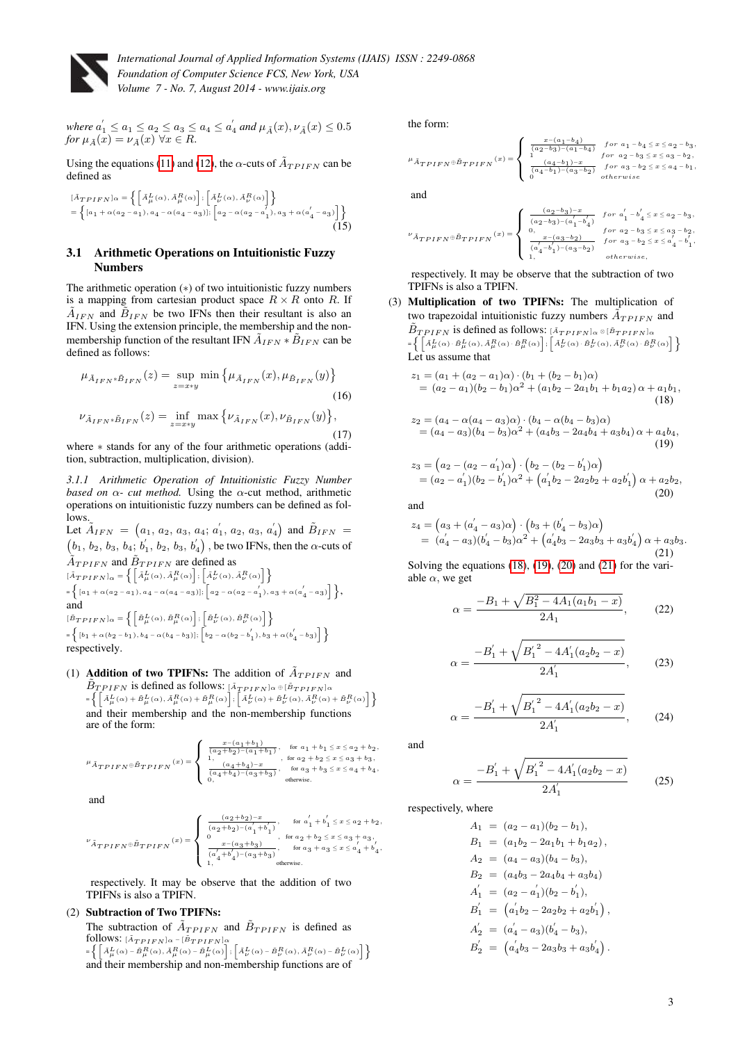where $a_1^{'} \leq a_1 \leq a_2 \leq a_3 \leq a_4 \leq a_4^{'}$ and $\mu_{\tilde{A}}(x), \nu_{\tilde{A}}(x) \leq 0.5$ for $\mu_{\tilde{A}}(x) = \nu_{\tilde{A}}(x)\ \forall x \in R$.

Using the equations (11) and (12), the $\alpha$-cuts of $\tilde{A}_{TPIFN}$ can be defined as

$$[\tilde{A}_{TPIFN}]_\alpha = \left\{ \left[\tilde{A}_\mu^L(\alpha), \tilde{A}_\mu^R(\alpha)\right]; \left[\tilde{A}_\nu^L(\alpha), \tilde{A}_\nu^R(\alpha)\right] \right\}$$
$$= \left\{ [a_1 + \alpha(a_2 - a_1), a_4 - \alpha(a_4 - a_3)]; \left[a_2 - \alpha(a_2 - a_1^{'}), a_3 + \alpha(a_4^{'} - a_3)\right] \right\} \quad (15)$$

### 3.1 Arithmetic Operations on Intuitionistic Fuzzy Numbers

The arithmetic operation $(*)$ of two intuitionistic fuzzy numbers is a mapping from cartesian product space $R \times R$ onto $R$. If $\tilde{A}_{IFN}$ and $\tilde{B}_{IFN}$ be two IFNs then their resultant is also an IFN. Using the extension principle, the membership and the non-membership function of the resultant IFN $\tilde{A}_{IFN} * \tilde{B}_{IFN}$ can be defined as follows:

$$\mu_{\tilde{A}_{IFN} * \tilde{B}_{IFN}}(z) = \sup_{z = x * y} \min\left\{\mu_{\tilde{A}_{IFN}}(x), \mu_{\tilde{B}_{IFN}}(y)\right\} \quad (16)$$

$$\nu_{\tilde{A}_{IFN} * \tilde{B}_{IFN}}(z) = \inf_{z = x * y} \max\left\{\nu_{\tilde{A}_{IFN}}(x), \nu_{\tilde{B}_{IFN}}(y)\right\}, \quad (17)$$

where $*$ stands for any of the four arithmetic operations (addition, subtraction, multiplication, division).

#### 3.1.1 *Arithmetic Operation of Intuitionistic Fuzzy Number based on $\alpha$- cut method.*

Using the $\alpha$-cut method, arithmetic operations on intuitionistic fuzzy numbers can be defined as follows.

Let $\tilde{A}_{IFN} = \left(a_1, a_2, a_3, a_4; a_1^{'}, a_2, a_3, a_4^{'}\right)$ and $\tilde{B}_{IFN} = \left(b_1, b_2, b_3, b_4; b_1^{'}, b_2, b_3, b_4^{'}\right)$, be two IFNs, then the $\alpha$-cuts of $\tilde{A}_{TPIFN}$ and $\tilde{B}_{TPIFN}$ are defined as

$$[\tilde{A}_{TPIFN}]_\alpha = \left\{ \left[\tilde{A}_\mu^L(\alpha), \tilde{A}_\mu^R(\alpha)\right]; \left[\tilde{A}_\nu^L(\alpha), \tilde{A}_\nu^R(\alpha)\right] \right\}$$
$$= \left\{ [a_1 + \alpha(a_2 - a_1), a_4 - \alpha(a_4 - a_3)]; \left[a_2 - \alpha(a_2 - a_1^{'}), a_3 + \alpha(a_4^{'} - a_3)\right] \right\},$$

and

$$[\tilde{B}_{TPIFN}]_\alpha = \left\{ \left[\tilde{B}_\mu^L(\alpha), \tilde{B}_\mu^R(\alpha)\right]; \left[\tilde{B}_\nu^L(\alpha), \tilde{B}_\nu^R(\alpha)\right] \right\}$$
$$= \left\{ [b_1 + \alpha(b_2 - b_1), b_4 - \alpha(b_4 - b_3)]; \left[b_2 - \alpha(b_2 - b_1^{'}), b_3 + \alpha(b_4^{'} - b_3)\right] \right\}$$

respectively.

(1) **Addition of two TPIFNs:** The addition of $\tilde{A}_{TPIFN}$ and $\tilde{B}_{TPIFN}$ is defined as follows: $[\tilde{A}_{TPIFN}]_\alpha \oplus [\tilde{B}_{TPIFN}]_\alpha$
$$= \left\{ \left[\tilde{A}_\mu^L(\alpha) + \tilde{B}_\mu^L(\alpha), \tilde{A}_\mu^R(\alpha) + \tilde{B}_\mu^R(\alpha)\right]; \left[\tilde{A}_\nu^L(\alpha) + \tilde{B}_\nu^L(\alpha), \tilde{A}_\nu^R(\alpha) + \tilde{B}_\nu^R(\alpha)\right] \right\}$$
and their membership and the non-membership functions are of the form:

$$\mu_{\tilde{A}_{TPIFN} \oplus \tilde{B}_{TPIFN}}(x) = \begin{cases} \frac{x - (a_1 + b_1)}{(a_2 + b_2) - (a_1 + b_1)}, & \text{for } a_1 + b_1 \leq x \leq a_2 + b_2, \\ 1, & \text{for } a_2 + b_2 \leq x \leq a_3 + b_3, \\ \frac{(a_4 + b_4) - x}{(a_4 + b_4) - (a_3 + b_3)}, & \text{for } a_3 + b_3 \leq x \leq a_4 + b_4, \\ 0, & \text{otherwise.} \end{cases}$$

and

$$\nu_{\tilde{A}_{TPIFN} \oplus \tilde{B}_{TPIFN}}(x) = \begin{cases} \frac{(a_2 + b_2) - x}{(a_2 + b_2) - (a_1^{'} + b_1^{'})}, & \text{for } a_1^{'} + b_1^{'} \leq x \leq a_2 + b_2, \\ 0 & \text{for } a_2 + b_2 \leq x \leq a_3 + a_3, \\ \frac{x - (a_3 + b_3)}{(a_4^{'} + b_4^{'}) - (a_3 + b_3)}, & \text{for } a_3 + a_3 \leq x \leq a_4^{'} + b_4^{'}, \\ 1, & \text{otherwise.} \end{cases}$$

respectively. It may be observe that the addition of two TPIFNs is also a TPIFN.

(2) **Subtraction of Two TPIFNs:**
The subtraction of $\tilde{A}_{TPIFN}$ and $\tilde{B}_{TPIFN}$ is defined as follows: $[\tilde{A}_{TPIFN}]_\alpha - [\tilde{B}_{TPIFN}]_\alpha$
$$= \left\{ \left[\tilde{A}_\mu^L(\alpha) - \tilde{B}_\mu^R(\alpha), \tilde{A}_\mu^R(\alpha) - \tilde{B}_\mu^L(\alpha)\right]; \left[\tilde{A}_\nu^L(\alpha) - \tilde{B}_\nu^R(\alpha), \tilde{A}_\nu^R(\alpha) - \tilde{B}_\nu^L(\alpha)\right] \right\}$$
and their membership and non-membership functions are of the form:

$$\mu_{\tilde{A}_{TPIFN} \ominus \tilde{B}_{TPIFN}}(x) = \begin{cases} \frac{x - (a_1 - b_4)}{(a_2 - b_3) - (a_1 - b_4)} & for\ a_1 - b_4 \leq x \leq a_2 - b_3, \\ 1 & for\ a_2 - b_3 \leq x \leq a_3 - b_2, \\ \frac{(a_4 - b_1) - x}{(a_4 - b_1) - (a_3 - b_2)} & for\ a_3 - b_2 \leq x \leq a_4 - b_1, \\ 0 & otherwise \end{cases}$$

and

$$\nu_{\tilde{A}_{TPIFN} \ominus \tilde{B}_{TPIFN}}(x) = \begin{cases} \frac{(a_2 - b_3) - x}{(a_2 - b_3) - (a_1^{'} - b_4^{'})} & for\ a_1^{'} - b_4^{'} \leq x \leq a_2 - b_3, \\ 0, & for\ a_2 - b_3 \leq x \leq a_3 - b_2, \\ \frac{x - (a_3 - b_2)}{(a_4^{'} - b_1^{'}) - (a_3 - b_2)} & for\ a_3 - b_2 \leq x \leq a_4^{'} - b_1^{'}, \\ 1, & otherwise, \end{cases}$$

respectively. It may be observe that the subtraction of two TPIFNs is also a TPIFN.

(3) **Multiplication of two TPIFNs:** The multiplication of two trapezoidal intuitionistic fuzzy numbers $\tilde{A}_{TPIFN}$ and $\tilde{B}_{TPIFN}$ is defined as follows: $[\tilde{A}_{TPIFN}]_\alpha \otimes [\tilde{B}_{TPIFN}]_\alpha$
$$= \left\{ \left[\tilde{A}_\mu^L(\alpha) \cdot \tilde{B}_\mu^L(\alpha), \tilde{A}_\mu^R(\alpha) \cdot \tilde{B}_\mu^R(\alpha)\right]; \left[\tilde{A}_\nu^L(\alpha) \cdot \tilde{B}_\nu^L(\alpha), \tilde{A}_\nu^R(\alpha) \cdot \tilde{B}_\nu^R(\alpha)\right] \right\}$$
Let us assume that

$$\begin{aligned} z_1 &= (a_1 + (a_2 - a_1)\alpha) \cdot (b_1 + (b_2 - b_1)\alpha) \\ &= (a_2 - a_1)(b_2 - b_1)\alpha^2 + (a_1 b_2 - 2a_1 b_1 + b_1 a_2)\alpha + a_1 b_1, \end{aligned} \quad (18)$$

$$\begin{aligned} z_2 &= (a_4 - \alpha(a_4 - a_3)\alpha) \cdot (b_4 - \alpha(b_4 - b_3)\alpha) \\ &= (a_4 - a_3)(b_4 - b_3)\alpha^2 + (a_4 b_3 - 2a_4 b_4 + a_3 b_4)\alpha + a_4 b_4, \end{aligned} \quad (19)$$

$$\begin{aligned} z_3 &= \left(a_2 - (a_2 - a_1^{'})\alpha\right) \cdot \left(b_2 - (b_2 - b_1^{'})\alpha\right) \\ &= (a_2 - a_1^{'})(b_2 - b_1^{'})\alpha^2 + \left(a_1^{'} b_2 - 2a_2 b_2 + a_2 b_1^{'}\right)\alpha + a_2 b_2, \end{aligned} \quad (20)$$

and

$$\begin{aligned} z_4 &= \left(a_3 + (a_4^{'} - a_3)\alpha\right) \cdot \left(b_3 + (b_4^{'} - b_3)\alpha\right) \\ &= (a_4^{'} - a_3)(b_4^{'} - b_3)\alpha^2 + \left(a_4^{'} b_3 - 2a_3 b_3 + a_3 b_4^{'}\right)\alpha + a_3 b_3. \end{aligned} \quad (21)$$

Solving the equations (18), (19), (20) and (21) for the variable $\alpha$, we get

$$\alpha = \frac{-B_1 + \sqrt{B_1^2 - 4A_1(a_1 b_1 - x)}}{2A_1}, \quad (22)$$

$$\alpha = \frac{-B_1^{'} + \sqrt{{B_1^{'}}^2 - 4A_1^{'}(a_2 b_2 - x)}}{2A_1^{'}}, \quad (23)$$

$$\alpha = \frac{-B_1^{'} + \sqrt{{B_1^{'}}^2 - 4A_1^{'}(a_2 b_2 - x)}}{2A_1^{'}}, \quad (24)$$

and

$$\alpha = \frac{-B_1^{'} + \sqrt{{B_1^{'}}^2 - 4A_1^{'}(a_2 b_2 - x)}}{2A_1^{'}} \quad (25)$$

respectively, where

$$\begin{aligned} A_1 &= (a_2 - a_1)(b_2 - b_1), \\ B_1 &= (a_1 b_2 - 2a_1 b_1 + b_1 a_2), \\ A_2 &= (a_4 - a_3)(b_4 - b_3), \\ B_2 &= (a_4 b_3 - 2a_4 b_4 + a_3 b_4) \\ A_1^{'} &= (a_2 - a_1^{'})(b_2 - b_1^{'}), \\ B_1^{'} &= \left(a_1^{'} b_2 - 2a_2 b_2 + a_2 b_1^{'}\right), \\ A_2^{'} &= (a_4^{'} - a_3)(b_4^{'} - b_3), \\ B_2^{'} &= \left(a_4^{'} b_3 - 2a_3 b_3 + a_3 b_4^{'}\right). \end{aligned}$$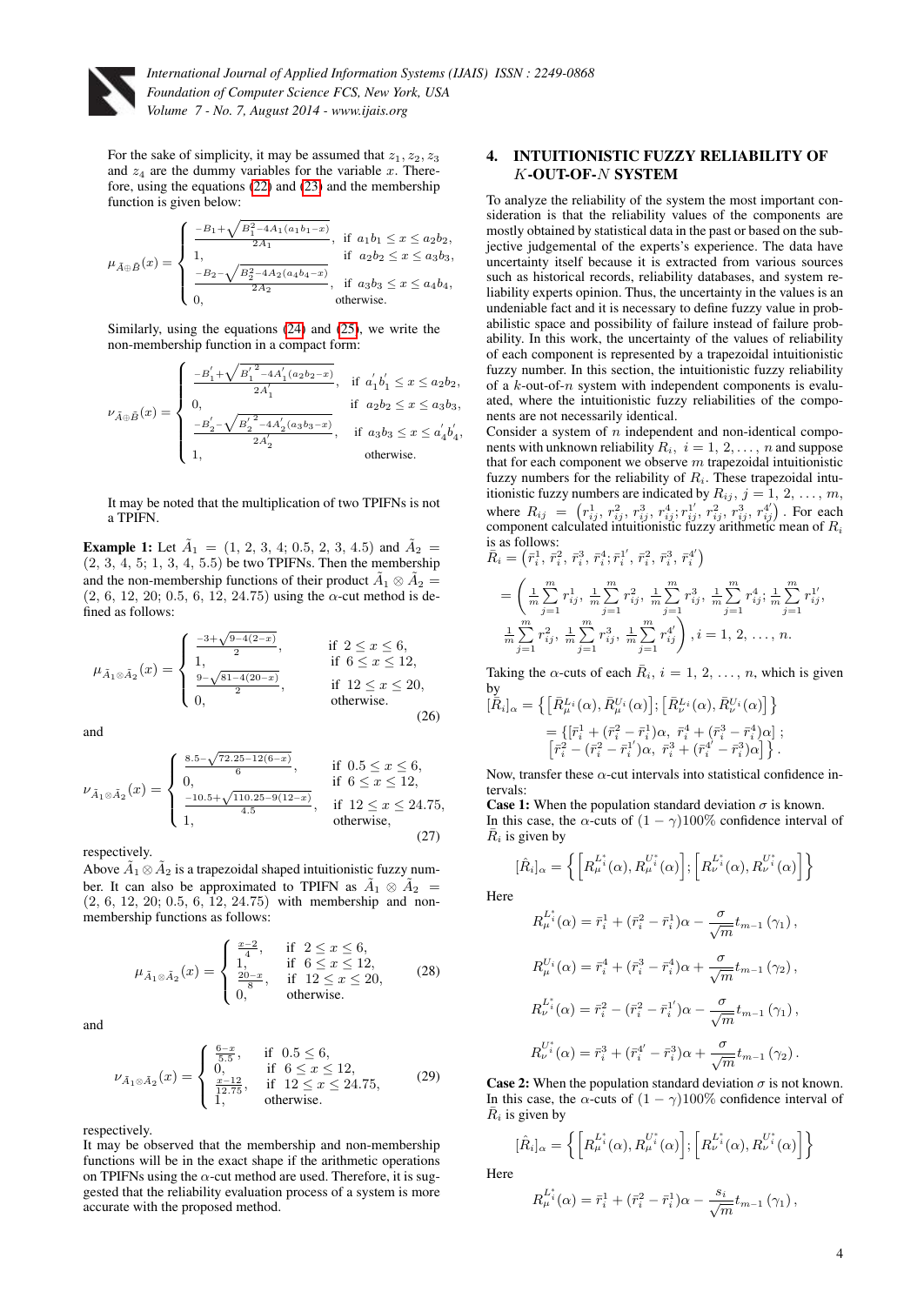For the sake of simplicity, it may be assumed that $z_1, z_2, z_3$ and $z_4$ are the dummy variables for the variable $x$. Therefore, using the equations (22) and (23) and the membership function is given below:

$$\mu_{\tilde{A}\oplus\tilde{B}}(x)=\begin{cases}\frac{-B_1+\sqrt{B_1^2-4A_1(a_1b_1-x)}}{2A_1}, & \text{if } a_1b_1\le x\le a_2b_2,\\ 1, & \text{if } a_2b_2\le x\le a_3b_3,\\ \frac{-B_2-\sqrt{B_2^2-4A_2(a_4b_4-x)}}{2A_2}, & \text{if } a_3b_3\le x\le a_4b_4,\\ 0, & \text{otherwise.}\end{cases}$$

Similarly, using the equations (24) and (25), we write the non-membership function in a compact form:

$$\nu_{\tilde{A}\oplus\tilde{B}}(x)=\begin{cases}\frac{-B_1^{'}+\sqrt{{B_1^{'}}^2-4A_1^{'}(a_2b_2-x)}}{2A_1^{'}}, & \text{if } a_1^{'}b_1^{'}\le x\le a_2b_2,\\ 0, & \text{if } a_2b_2\le x\le a_3b_3,\\ \frac{-B_2^{'}-\sqrt{{B_2^{'}}^2-4A_2^{'}(a_3b_3-x)}}{2A_2^{'}}, & \text{if } a_3b_3\le x\le a_4^{'}b_4^{'},\\ 1, & \text{otherwise.}\end{cases}$$

It may be noted that the multiplication of two TPIFNs is not a TPIFN.

**Example 1:** Let $\tilde{A}_1=(1,\,2,\,3,\,4;\,0.5,\,2,\,3,\,4.5)$ and $\tilde{A}_2=(2,\,3,\,4,\,5;\,1,\,3,\,4,\,5.5)$ be two TPIFNs. Then the membership and the non-membership functions of their product $\tilde{A}_1\otimes\tilde{A}_2=(2,\,6,\,12,\,20;\,0.5,\,6,\,12,\,24.75)$ using the $\alpha$-cut method is defined as follows:

$$\mu_{\tilde{A}_1\otimes\tilde{A}_2}(x)=\begin{cases}\frac{-3+\sqrt{9-4(2-x)}}{2}, & \text{if } 2\le x\le 6,\\ 1, & \text{if } 6\le x\le 12,\\ \frac{9-\sqrt{81-4(20-x)}}{2}, & \text{if } 12\le x\le 20,\\ 0, & \text{otherwise.}\end{cases}\tag{26}$$

and

$$\nu_{\tilde{A}_1\otimes\tilde{A}_2}(x)=\begin{cases}\frac{8.5-\sqrt{72.25-12(6-x)}}{6}, & \text{if } 0.5\le x\le 6,\\ 0, & \text{if } 6\le x\le 12,\\ \frac{-10.5+\sqrt{110.25-9(12-x)}}{4.5}, & \text{if } 12\le x\le 24.75,\\ 1, & \text{otherwise,}\end{cases}\tag{27}$$

respectively.

Above $\tilde{A}_1\otimes\tilde{A}_2$ is a trapezoidal shaped intuitionistic fuzzy number. It can also be approximated to TPIFN as $\tilde{A}_1\otimes\tilde{A}_2=(2,\,6,\,12,\,20;\,0.5,\,6,\,12,\,24.75)$ with membership and non-membership functions as follows:

$$\mu_{\tilde{A}_1\otimes\tilde{A}_2}(x)=\begin{cases}\frac{x-2}{4}, & \text{if } 2\le x\le 6,\\ 1, & \text{if } 6\le x\le 12,\\ \frac{20-x}{8}, & \text{if } 12\le x\le 20,\\ 0, & \text{otherwise.}\end{cases}\tag{28}$$

and

$$\nu_{\tilde{A}_1\otimes\tilde{A}_2}(x)=\begin{cases}\frac{6-x}{5.5}, & \text{if } 0.5\le 6,\\ 0, & \text{if } 6\le x\le 12,\\ \frac{x-12}{12.75}, & \text{if } 12\le x\le 24.75,\\ 1, & \text{otherwise.}\end{cases}\tag{29}$$

respectively.

It may be observed that the membership and non-membership functions will be in the exact shape if the arithmetic operations on TPIFNs using the $\alpha$-cut method are used. Therefore, it is suggested that the reliability evaluation process of a system is more accurate with the proposed method.

## 4. INTUITIONISTIC FUZZY RELIABILITY OF $K$-OUT-OF-$N$ SYSTEM

To analyze the reliability of the system the most important consideration is that the reliability values of the components are mostly obtained by statistical data in the past or based on the subjective judgemental of the experts's experience. The data have uncertainty itself because it is extracted from various sources such as historical records, reliability databases, and system reliability experts opinion. Thus, the uncertainty in the values is an undeniable fact and it is necessary to define fuzzy value in probabilistic space and possibility of failure instead of failure probability. In this work, the uncertainty of the values of reliability of each component is represented by a trapezoidal intuitionistic fuzzy number. In this section, the intuitionistic fuzzy reliability of a $k$-out-of-$n$ system with independent components is evaluated, where the intuitionistic fuzzy reliabilities of the components are not necessarily identical.

Consider a system of $n$ independent and non-identical components with unknown reliability $R_i$, $i=1,\,2,\,\ldots,\,n$ and suppose that for each component we observe $m$ trapezoidal intuitionistic fuzzy numbers for the reliability of $R_i$. These trapezoidal intuitionistic fuzzy numbers are indicated by $R_{ij}$, $j=1,\,2,\,\ldots,\,m$, where $R_{ij}=\left(r_{ij}^1,\,r_{ij}^2,\,r_{ij}^3,\,r_{ij}^4;r_{ij}^{1'},\,r_{ij}^2,\,r_{ij}^3,\,r_{ij}^{4'}\right)$. For each component calculated intuitionistic fuzzy arithmetic mean of $R_i$ is as follows:

$$\bar{R}_i=\left(\bar{r}_i^1,\,\bar{r}_i^2,\,\bar{r}_i^3,\,\bar{r}_i^4;\bar{r}_i^{1'},\,\bar{r}_i^2,\,\bar{r}_i^3,\,\bar{r}_i^{4'}\right)$$

$$=\left(\frac{1}{m}\sum_{j=1}^m r_{ij}^1,\,\frac{1}{m}\sum_{j=1}^m r_{ij}^2,\,\frac{1}{m}\sum_{j=1}^m r_{ij}^3,\,\frac{1}{m}\sum_{j=1}^m r_{ij}^4;\,\frac{1}{m}\sum_{j=1}^m r_{ij}^{1'},\right.$$
$$\left.\frac{1}{m}\sum_{j=1}^m r_{ij}^2,\,\frac{1}{m}\sum_{j=1}^m r_{ij}^3,\,\frac{1}{m}\sum_{j=1}^m r_{ij}^{4'}\right),i=1,\,2,\,\ldots,\,n.$$

Taking the $\alpha$-cuts of each $\bar{R}_i$, $i=1,\,2,\,\ldots,\,n$, which is given by

$$[\bar{R}_i]_\alpha=\left\{\left[\bar{R}_\mu^{L_i}(\alpha),\bar{R}_\mu^{U_i}(\alpha)\right];\left[\bar{R}_\nu^{L_i}(\alpha),\bar{R}_\nu^{U_i}(\alpha)\right]\right\}$$
$$=\{[\bar{r}_i^1+(\bar{r}_i^2-\bar{r}_i^1)\alpha,\ \bar{r}_i^4+(\bar{r}_i^3-\bar{r}_i^4)\alpha]\,;$$
$$\left[\bar{r}_i^2-(\bar{r}_i^2-\bar{r}_i^{1'})\alpha,\ \bar{r}_i^3+(\bar{r}_i^{4'}-\bar{r}_i^3)\alpha\right]\}.$$

Now, transfer these $\alpha$-cut intervals into statistical confidence intervals:

**Case 1:** When the population standard deviation $\sigma$ is known. In this case, the $\alpha$-cuts of $(1-\gamma)100\%$ confidence interval of $\bar{R}_i$ is given by

$$[\hat{R}_i]_\alpha=\left\{\left[R_\mu^{L_i^*}(\alpha),R_\mu^{U_i^*}(\alpha)\right];\left[R_\nu^{L_i^*}(\alpha),R_\nu^{U_i^*}(\alpha)\right]\right\}$$

Here

$$R_\mu^{L_i^*}(\alpha)=\bar{r}_i^1+(\bar{r}_i^2-\bar{r}_i^1)\alpha-\frac{\sigma}{\sqrt{m}}t_{m-1}(\gamma_1),$$

$$R_\mu^{U_i^*}(\alpha)=\bar{r}_i^4+(\bar{r}_i^3-\bar{r}_i^4)\alpha+\frac{\sigma}{\sqrt{m}}t_{m-1}(\gamma_2),$$

$$R_\nu^{L_i^*}(\alpha)=\bar{r}_i^2-(\bar{r}_i^2-\bar{r}_i^{1'})\alpha-\frac{\sigma}{\sqrt{m}}t_{m-1}(\gamma_1),$$

$$R_\nu^{U_i^*}(\alpha)=\bar{r}_i^3+(\bar{r}_i^{4'}-\bar{r}_i^3)\alpha+\frac{\sigma}{\sqrt{m}}t_{m-1}(\gamma_2).$$

**Case 2:** When the population standard deviation $\sigma$ is not known. In this case, the $\alpha$-cuts of $(1-\gamma)100\%$ confidence interval of $\bar{R}_i$ is given by

$$[\hat{R}_i]_\alpha=\left\{\left[R_\mu^{L_i^*}(\alpha),R_\mu^{U_i^*}(\alpha)\right];\left[R_\nu^{L_i^*}(\alpha),R_\nu^{U_i^*}(\alpha)\right]\right\}$$

Here

$$R_\mu^{L_i^*}(\alpha)=\bar{r}_i^1+(\bar{r}_i^2-\bar{r}_i^1)\alpha-\frac{s_i}{\sqrt{m}}t_{m-1}(\gamma_1),$$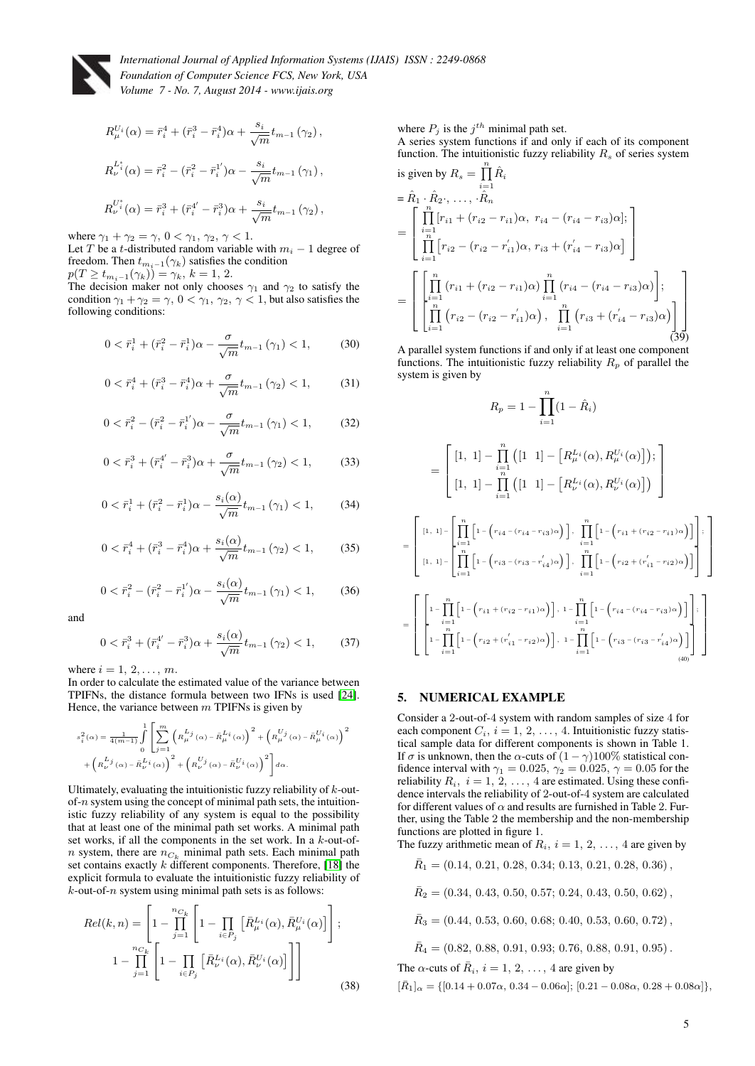$$R_{\mu}^{U_i}(\alpha) = \bar{r}_i^4 + (\bar{r}_i^3 - \bar{r}_i^4)\alpha + \frac{s_i}{\sqrt{m}} t_{m-1}(\gamma_2),$$

$$R_{\nu}^{L_i^*}(\alpha) = \bar{r}_i^2 - (\bar{r}_i^2 - \bar{r}_i^{1'})\alpha - \frac{s_i}{\sqrt{m}} t_{m-1}(\gamma_1),$$

$$R_{\nu}^{U_i^*}(\alpha) = \bar{r}_i^3 + (\bar{r}_i^{4'} - \bar{r}_i^3)\alpha + \frac{s_i}{\sqrt{m}} t_{m-1}(\gamma_2),$$

where $\gamma_1 + \gamma_2 = \gamma$, $0 < \gamma_1, \gamma_2, \gamma < 1$.
Let $T$ be a $t$-distributed random variable with $m_i - 1$ degree of freedom. Then $t_{m_i-1}(\gamma_k)$ satisfies the condition $p(T \geq t_{m_i-1}(\gamma_k)) = \gamma_k$, $k = 1, 2$.
The decision maker not only chooses $\gamma_1$ and $\gamma_2$ to satisfy the condition $\gamma_1 + \gamma_2 = \gamma$, $0 < \gamma_1, \gamma_2, \gamma < 1$, but also satisfies the following conditions:

$$0 < \bar{r}_i^1 + (\bar{r}_i^2 - \bar{r}_i^1)\alpha - \frac{\sigma}{\sqrt{m}} t_{m-1}(\gamma_1) < 1, \tag{30}$$

$$0 < \bar{r}_i^4 + (\bar{r}_i^3 - \bar{r}_i^4)\alpha + \frac{\sigma}{\sqrt{m}} t_{m-1}(\gamma_2) < 1, \tag{31}$$

$$0 < \bar{r}_i^2 - (\bar{r}_i^2 - \bar{r}_i^{1'})\alpha - \frac{\sigma}{\sqrt{m}} t_{m-1}(\gamma_1) < 1, \tag{32}$$

$$0 < \bar{r}_i^3 + (\bar{r}_i^{4'} - \bar{r}_i^3)\alpha + \frac{\sigma}{\sqrt{m}} t_{m-1}(\gamma_2) < 1, \tag{33}$$

$$0 < \bar{r}_i^1 + (\bar{r}_i^2 - \bar{r}_i^1)\alpha - \frac{s_i(\alpha)}{\sqrt{m}} t_{m-1}(\gamma_1) < 1, \tag{34}$$

$$0 < \bar{r}_i^4 + (\bar{r}_i^3 - \bar{r}_i^4)\alpha + \frac{s_i(\alpha)}{\sqrt{m}} t_{m-1}(\gamma_2) < 1, \tag{35}$$

$$0 < \bar{r}_i^2 - (\bar{r}_i^2 - \bar{r}_i^{1'})\alpha - \frac{s_i(\alpha)}{\sqrt{m}} t_{m-1}(\gamma_1) < 1, \tag{36}$$

and

$$0 < \bar{r}_i^3 + (\bar{r}_i^{4'} - \bar{r}_i^3)\alpha + \frac{s_i(\alpha)}{\sqrt{m}} t_{m-1}(\gamma_2) < 1, \tag{37}$$

where $i = 1, 2, \ldots, m$.
In order to calculate the estimated value of the variance between TPIFNs, the distance formula between two IFNs is used [24]. Hence, the variance between $m$ TPIFNs is given by

$$s_i^2(\alpha) = \frac{1}{4(m-1)} \int_0^1 \left[ \sum_{j=1}^{m} \left( R_{\mu}^{L_j}(\alpha) - \bar{R}_{\mu}^{L_i}(\alpha) \right)^2 + \left( R_{\mu}^{U_j}(\alpha) - \bar{R}_{\mu}^{U_i}(\alpha) \right)^2 + \left( R_{\nu}^{L_j}(\alpha) - \bar{R}_{\nu}^{L_i}(\alpha) \right)^2 + \left( R_{\nu}^{U_j}(\alpha) - \bar{R}_{\nu}^{U_i}(\alpha) \right)^2 \right] d\alpha.$$

Ultimately, evaluating the intuitionistic fuzzy reliability of $k$-out-of-$n$ system using the concept of minimal path sets, the intuitionistic fuzzy reliability of any system is equal to the possibility that at least one of the minimal path set works. A minimal path set works, if all the components in the set work. In a $k$-out-of-$n$ system, there are $n_{C_k}$ minimal path sets. Each minimal path set contains exactly $k$ different components. Therefore, [18] the explicit formula to evaluate the intuitionistic fuzzy reliability of $k$-out-of-$n$ system using minimal path sets is as follows:

$$Rel(k,n) = \left[ 1 - \prod_{j=1}^{n_{C_k}} \left[ 1 - \prod_{i \in P_j} \left[ \bar{R}_{\mu}^{L_i}(\alpha), \bar{R}_{\mu}^{U_i}(\alpha) \right] \right]; \; 1 - \prod_{j=1}^{n_{C_k}} \left[ 1 - \prod_{i \in P_j} \left[ \bar{R}_{\nu}^{L_i}(\alpha), \bar{R}_{\nu}^{U_i}(\alpha) \right] \right] \right] \tag{38}$$

where $P_j$ is the $j^{th}$ minimal path set.
A series system functions if and only if each of its component function. The intuitionistic fuzzy reliability $R_s$ of series system is given by $R_s = \prod_{i=1}^{n} \hat{R}_i$

$$= \hat{R}_1 \cdot \hat{R}_2 \cdot, \ldots, \cdot \hat{R}_n$$

$$= \begin{bmatrix} \prod_{i=1}^{n} [r_{i1} + (r_{i2} - r_{i1})\alpha, \; r_{i4} - (r_{i4} - r_{i3})\alpha]; \\ \prod_{i=1}^{n} [r_{i2} - (r_{i2} - r_{i1}^{'})\alpha, \; r_{i3} + (r_{i4}^{'} - r_{i3})\alpha] \end{bmatrix}$$

$$= \begin{bmatrix} \left[ \prod_{i=1}^{n} (r_{i1} + (r_{i2} - r_{i1})\alpha) \prod_{i=1}^{n} (r_{i4} - (r_{i4} - r_{i3})\alpha) \right]; \\ \left[ \prod_{i=1}^{n} (r_{i2} - (r_{i2} - r_{i1}^{'})\alpha), \; \prod_{i=1}^{n} (r_{i3} + (r_{i4}^{'} - r_{i3})\alpha) \right] \end{bmatrix} \tag{39}$$

A parallel system functions if and only if at least one component functions. The intuitionistic fuzzy reliability $R_p$ of parallel the system is given by

$$R_p = 1 - \prod_{i=1}^{n} (1 - \hat{R}_i)$$

$$= \begin{bmatrix} [1,\; 1] - \prod_{i=1}^{n} \left( [1 \;\; 1] - \left[ R_{\mu}^{L_i}(\alpha), R_{\mu}^{U_i}(\alpha) \right] \right); \\ [1,\; 1] - \prod_{i=1}^{n} \left( [1 \;\; 1] - \left[ R_{\nu}^{L_i}(\alpha), R_{\nu}^{U_i}(\alpha) \right] \right) \end{bmatrix}$$

$$= \begin{bmatrix} [1,\; 1] - \left[ \prod_{i=1}^{n} \left[ 1 - \left( r_{i4} - (r_{i4} - r_{i3})\alpha \right) \right], \; \prod_{i=1}^{n} \left[ 1 - \left( r_{i1} + (r_{i2} - r_{i1})\alpha \right) \right] \right]; \\ [1,\; 1] - \left[ \prod_{i=1}^{n} \left[ 1 - \left( r_{i3} - (r_{i3} - r_{i4}^{'})\alpha \right) \right], \; \prod_{i=1}^{n} \left[ 1 - \left( r_{i2} + (r_{i1}^{'} - r_{i2})\alpha \right) \right] \right] \end{bmatrix}$$

$$= \begin{bmatrix} \left[ 1 - \prod_{i=1}^{n} \left[ 1 - \left( r_{i1} + (r_{i2} - r_{i1})\alpha \right) \right], \; 1 - \prod_{i=1}^{n} \left[ 1 - \left( r_{i4} - (r_{i4} - r_{i3})\alpha \right) \right] \right]; \\ \left[ 1 - \prod_{i=1}^{n} \left[ 1 - \left( r_{i2} + (r_{i1}^{'} - r_{i2})\alpha \right) \right], \; 1 - \prod_{i=1}^{n} \left[ 1 - \left( r_{i3} - (r_{i3} - r_{i4}^{'})\alpha \right) \right] \right] \end{bmatrix} \tag{40}$$

## 5. NUMERICAL EXAMPLE

Consider a 2-out-of-4 system with random samples of size 4 for each component $C_i$, $i = 1, 2, \ldots, 4$. Intuitionistic fuzzy statistical sample data for different components is shown in Table 1. If $\sigma$ is unknown, then the $\alpha$-cuts of $(1-\gamma)100\%$ statistical confidence interval with $\gamma_1 = 0.025$, $\gamma_2 = 0.025$, $\gamma = 0.05$ for the reliability $R_i$, $i = 1, 2, \ldots, 4$ are estimated. Using these confidence intervals the reliability of 2-out-of-4 system are calculated for different values of $\alpha$ and results are furnished in Table 2. Further, using the Table 2 the membership and the non-membership functions are plotted in figure 1.
The fuzzy arithmetic mean of $R_i$, $i = 1, 2, \ldots, 4$ are given by

$$\bar{R}_1 = (0.14, 0.21, 0.28, 0.34; 0.13, 0.21, 0.28, 0.36),$$

$$\bar{R}_2 = (0.34, 0.43, 0.50, 0.57; 0.24, 0.43, 0.50, 0.62),$$

$$\bar{R}_3 = (0.44, 0.53, 0.60, 0.68; 0.40, 0.53, 0.60, 0.72),$$

$$\bar{R}_4 = (0.82, 0.88, 0.91, 0.93; 0.76, 0.88, 0.91, 0.95).$$

The $\alpha$-cuts of $\bar{R}_i$, $i = 1, 2, \ldots, 4$ are given by

$$[\bar{R}_1]_\alpha = \{[0.14 + 0.07\alpha, \; 0.34 - 0.06\alpha]; \; [0.21 - 0.08\alpha, \; 0.28 + 0.08\alpha]\},$$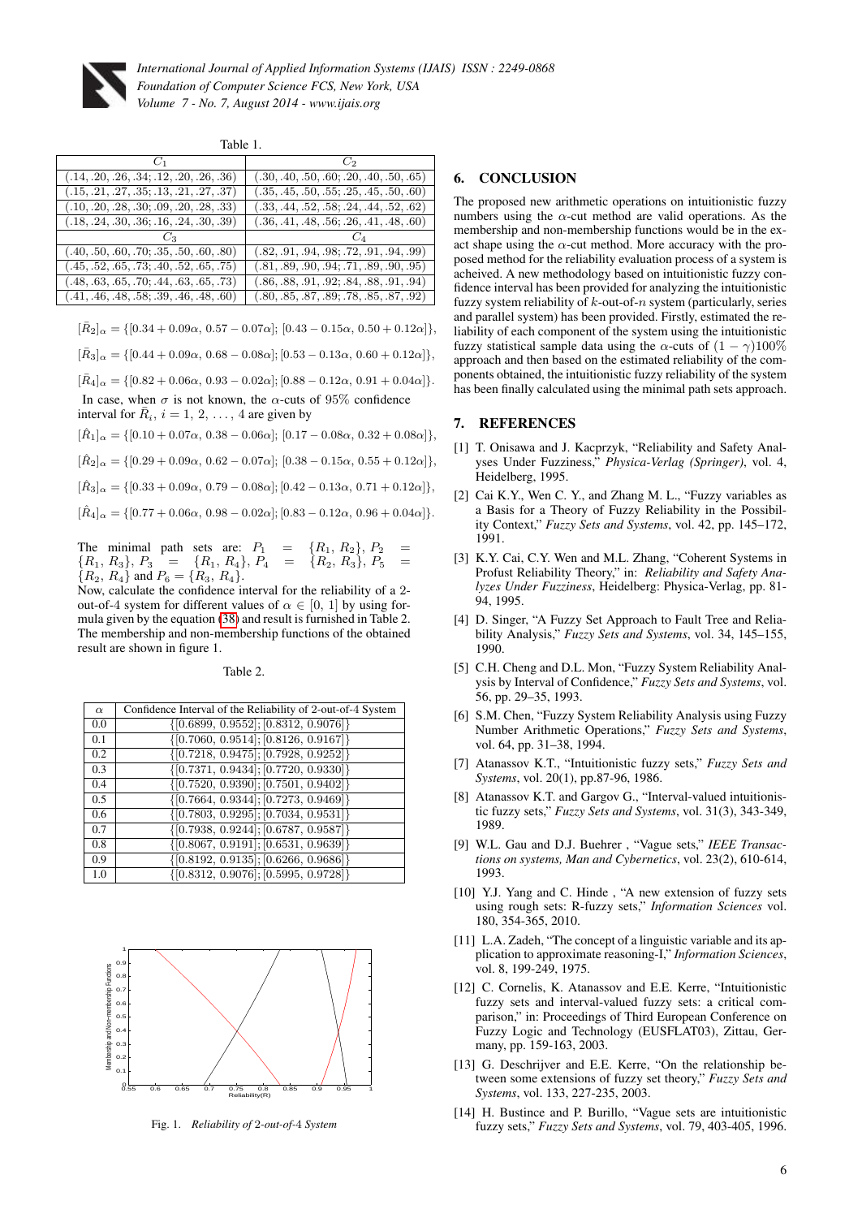Table 1.

| $C_1$ | $C_2$ |
|---|---|
| $(.14, .20, .26, .34; .12, .20, .26, .36)$ | $(.30, .40, .50, .60; .20, .40, .50, .65)$ |
| $(.15, .21, .27, .35; .13, .21, .27, .37)$ | $(.35, .45, .50, .55; .25, .45, .50, .60)$ |
| $(.10, .20, .28, .30; .09, .20, .28, .33)$ | $(.33, .44, .52, .58; .24, .44, .52, .62)$ |
| $(.18, .24, .30, .36; .16, .24, .30, .39)$ | $(.36, .41, .48, .56; .26, .41, .48, .60)$ |
| $C_3$ | $C_4$ |
| $(.40, .50, .60, .70; .35, .50, .60, .80)$ | $(.82, .91, .94, .98; .72, .91, .94, .99)$ |
| $(.45, .52, .65, .73; .40, .52, .65, .75)$ | $(.81, .89, .90, .94; .71, .89, .90, .95)$ |
| $(.48, .63, .65, .70; .44, .63, .65, .73)$ | $(.86, .88, .91, .92; .84, .88, .91, .94)$ |
| $(.41, .46, .48, .58; .39, .46, .48, .60)$ | $(.80, .85, .87, .89; .78, .85, .87, .92)$ |

$$[\bar{R}_2]_\alpha = \{[0.34 + 0.09\alpha,\ 0.57 - 0.07\alpha];\ [0.43 - 0.15\alpha,\ 0.50 + 0.12\alpha]\},$$

$$[\bar{R}_3]_\alpha = \{[0.44 + 0.09\alpha,\ 0.68 - 0.08\alpha];\ [0.53 - 0.13\alpha,\ 0.60 + 0.12\alpha]\},$$

$$[\bar{R}_4]_\alpha = \{[0.82 + 0.06\alpha,\ 0.93 - 0.02\alpha];\ [0.88 - 0.12\alpha,\ 0.91 + 0.04\alpha]\}.$$

In case, when $\sigma$ is not known, the $\alpha$-cuts of 95% confidence interval for $\bar{R}_i$, $i = 1, 2, \ldots, 4$ are given by

$$[\hat{R}_1]_\alpha = \{[0.10 + 0.07\alpha,\ 0.38 - 0.06\alpha];\ [0.17 - 0.08\alpha,\ 0.32 + 0.08\alpha]\},$$

$$[\hat{R}_2]_\alpha = \{[0.29 + 0.09\alpha,\ 0.62 - 0.07\alpha];\ [0.38 - 0.15\alpha,\ 0.55 + 0.12\alpha]\},$$

$$[\hat{R}_3]_\alpha = \{[0.33 + 0.09\alpha,\ 0.79 - 0.08\alpha];\ [0.42 - 0.13\alpha,\ 0.71 + 0.12\alpha]\},$$

$$[\hat{R}_4]_\alpha = \{[0.77 + 0.06\alpha,\ 0.98 - 0.02\alpha];\ [0.83 - 0.12\alpha,\ 0.96 + 0.04\alpha]\}.$$

The minimal path sets are: $P_1 = \{R_1, R_2\}$, $P_2 = \{R_1, R_3\}$, $P_3 = \{R_1, R_4\}$, $P_4 = \{R_2, R_3\}$, $P_5 = \{R_2, R_4\}$ and $P_6 = \{R_3, R_4\}$.

Now, calculate the confidence interval for the reliability of a 2-out-of-4 system for different values of $\alpha \in [0, 1]$ by using formula given by the equation (38) and result is furnished in Table 2. The membership and non-membership functions of the obtained result are shown in figure 1.

Table 2.

| $\alpha$ | Confidence Interval of the Reliability of 2-out-of-4 System |
|---|---|
| 0.0 | {[0.6899, 0.9552]; [0.8312, 0.9076]} |
| 0.1 | {[0.7060, 0.9514]; [0.8126, 0.9167]} |
| 0.2 | {[0.7218, 0.9475]; [0.7928, 0.9252]} |
| 0.3 | {[0.7371, 0.9434]; [0.7720, 0.9330]} |
| 0.4 | {[0.7520, 0.9390]; [0.7501, 0.9402]} |
| 0.5 | {[0.7664, 0.9344]; [0.7273, 0.9469]} |
| 0.6 | {[0.7803, 0.9295]; [0.7034, 0.9531]} |
| 0.7 | {[0.7938, 0.9244]; [0.6787, 0.9587]} |
| 0.8 | {[0.8067, 0.9191]; [0.6531, 0.9639]} |
| 0.9 | {[0.8192, 0.9135]; [0.6266, 0.9686]} |
| 1.0 | {[0.8312, 0.9076]; [0.5995, 0.9728]} |

Fig. 1. *Reliability of 2-out-of-4 System*

## 6. CONCLUSION

The proposed new arithmetic operations on intuitionistic fuzzy numbers using the $\alpha$-cut method are valid operations. As the membership and non-membership functions would be in the exact shape using the $\alpha$-cut method. More accuracy with the proposed method for the reliability evaluation process of a system is acheived. A new methodology based on intuitionistic fuzzy confidence interval has been provided for analyzing the intuitionistic fuzzy system reliability of $k$-out-of-$n$ system (particularly, series and parallel system) has been provided. Firstly, estimated the reliability of each component of the system using the intuitionistic fuzzy statistical sample data using the $\alpha$-cuts of $(1-\gamma)100\%$ approach and then based on the estimated reliability of the components obtained, the intuitionistic fuzzy reliability of the system has been finally calculated using the minimal path sets approach.

## 7. REFERENCES

[1] T. Onisawa and J. Kacprzyk, "Reliability and Safety Analyses Under Fuzziness," *Physica-Verlag (Springer)*, vol. 4, Heidelberg, 1995.

[2] Cai K.Y., Wen C. Y., and Zhang M. L., "Fuzzy variables as a Basis for a Theory of Fuzzy Reliability in the Possibility Context," *Fuzzy Sets and Systems*, vol. 42, pp. 145–172, 1991.

[3] K.Y. Cai, C.Y. Wen and M.L. Zhang, "Coherent Systems in Profust Reliability Theory," in: *Reliability and Safety Analyzes Under Fuzziness*, Heidelberg: Physica-Verlag, pp. 81-94, 1995.

[4] D. Singer, "A Fuzzy Set Approach to Fault Tree and Reliability Analysis," *Fuzzy Sets and Systems*, vol. 34, 145–155, 1990.

[5] C.H. Cheng and D.L. Mon, "Fuzzy System Reliability Analysis by Interval of Confidence," *Fuzzy Sets and Systems*, vol. 56, pp. 29–35, 1993.

[6] S.M. Chen, "Fuzzy System Reliability Analysis using Fuzzy Number Arithmetic Operations," *Fuzzy Sets and Systems*, vol. 64, pp. 31–38, 1994.

[7] Atanassov K.T., "Intuitionistic fuzzy sets," *Fuzzy Sets and Systems*, vol. 20(1), pp.87-96, 1986.

[8] Atanassov K.T. and Gargov G., "Interval-valued intuitionistic fuzzy sets," *Fuzzy Sets and Systems*, vol. 31(3), 343-349, 1989.

[9] W.L. Gau and D.J. Buehrer , "Vague sets," *IEEE Transactions on systems, Man and Cybernetics*, vol. 23(2), 610-614, 1993.

[10] Y.J. Yang and C. Hinde , "A new extension of fuzzy sets using rough sets: R-fuzzy sets," *Information Sciences* vol. 180, 354-365, 2010.

[11] L.A. Zadeh, "The concept of a linguistic variable and its application to approximate reasoning-I," *Information Sciences*, vol. 8, 199-249, 1975.

[12] C. Cornelis, K. Atanassov and E.E. Kerre, "Intuitionistic fuzzy sets and interval-valued fuzzy sets: a critical comparison," in: Proceedings of Third European Conference on Fuzzy Logic and Technology (EUSFLAT03), Zittau, Germany, pp. 159-163, 2003.

[13] G. Deschrijver and E.E. Kerre, "On the relationship between some extensions of fuzzy set theory," *Fuzzy Sets and Systems*, vol. 133, 227-235, 2003.

[14] H. Bustince and P. Burillo, "Vague sets are intuitionistic fuzzy sets," *Fuzzy Sets and Systems*, vol. 79, 403-405, 1996.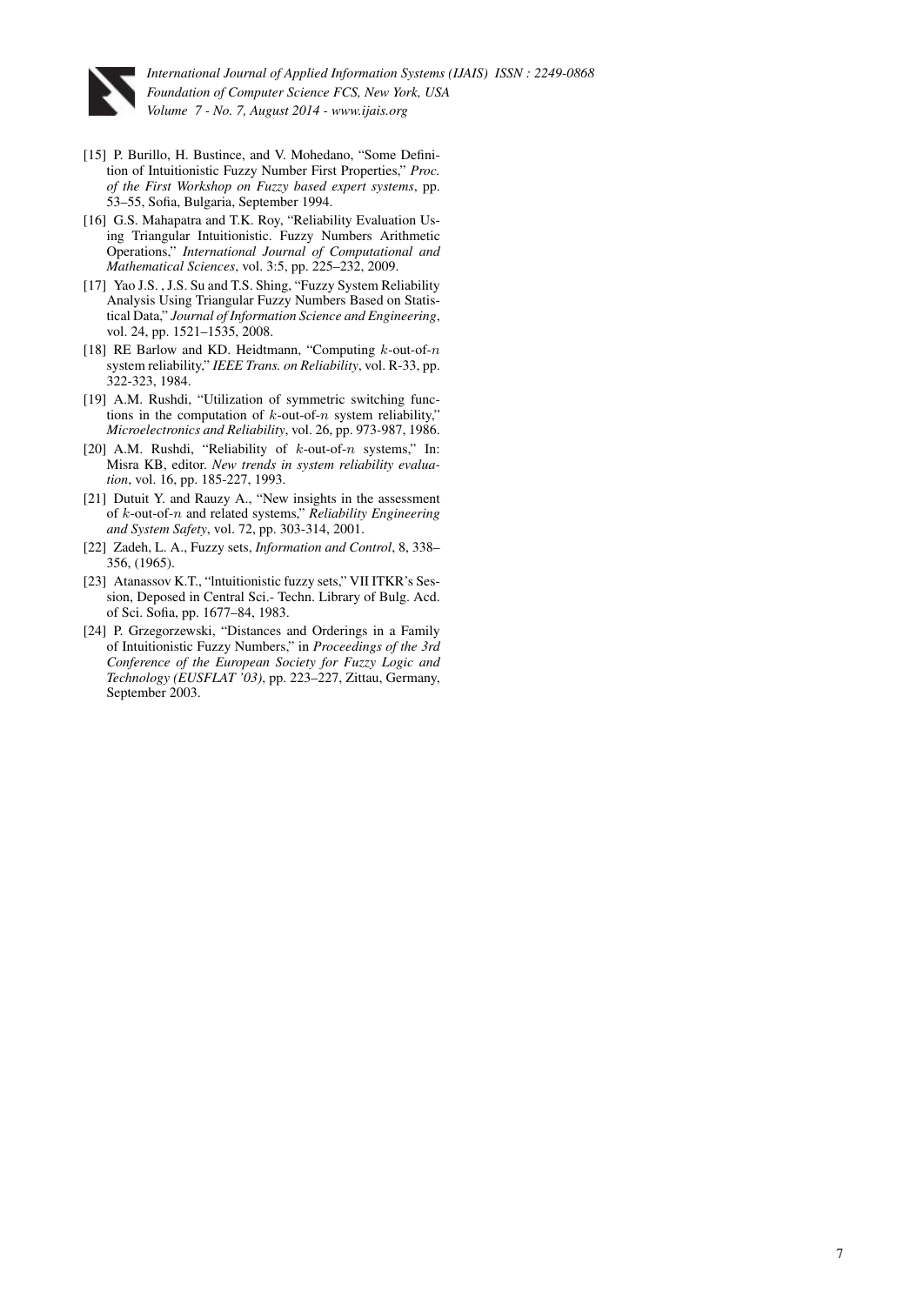[15] P. Burillo, H. Bustince, and V. Mohedano, "Some Definition of Intuitionistic Fuzzy Number First Properties," *Proc. of the First Workshop on Fuzzy based expert systems*, pp. 53–55, Sofia, Bulgaria, September 1994.

[16] G.S. Mahapatra and T.K. Roy, "Reliability Evaluation Using Triangular Intuitionistic. Fuzzy Numbers Arithmetic Operations," *International Journal of Computational and Mathematical Sciences*, vol. 3:5, pp. 225–232, 2009.

[17] Yao J.S. , J.S. Su and T.S. Shing, "Fuzzy System Reliability Analysis Using Triangular Fuzzy Numbers Based on Statistical Data," *Journal of Information Science and Engineering*, vol. 24, pp. 1521–1535, 2008.

[18] RE Barlow and KD. Heidtmann, "Computing $k$-out-of-$n$ system reliability," *IEEE Trans. on Reliability*, vol. R-33, pp. 322-323, 1984.

[19] A.M. Rushdi, "Utilization of symmetric switching functions in the computation of $k$-out-of-$n$ system reliability," *Microelectronics and Reliability*, vol. 26, pp. 973-987, 1986.

[20] A.M. Rushdi, "Reliability of $k$-out-of-$n$ systems," In: Misra KB, editor. *New trends in system reliability evaluation*, vol. 16, pp. 185-227, 1993.

[21] Dutuit Y. and Rauzy A., "New insights in the assessment of $k$-out-of-$n$ and related systems," *Reliability Engineering and System Safety*, vol. 72, pp. 303-314, 2001.

[22] Zadeh, L. A., Fuzzy sets, *Information and Control*, 8, 338–356, (1965).

[23] Atanassov K.T., "lntuitionistic fuzzy sets," VII ITKR's Session, Deposed in Central Sci.- Techn. Library of Bulg. Acd. of Sci. Sofia, pp. 1677–84, 1983.

[24] P. Grzegorzewski, "Distances and Orderings in a Family of Intuitionistic Fuzzy Numbers," in *Proceedings of the 3rd Conference of the European Society for Fuzzy Logic and Technology (EUSFLAT '03)*, pp. 223–227, Zittau, Germany, September 2003.